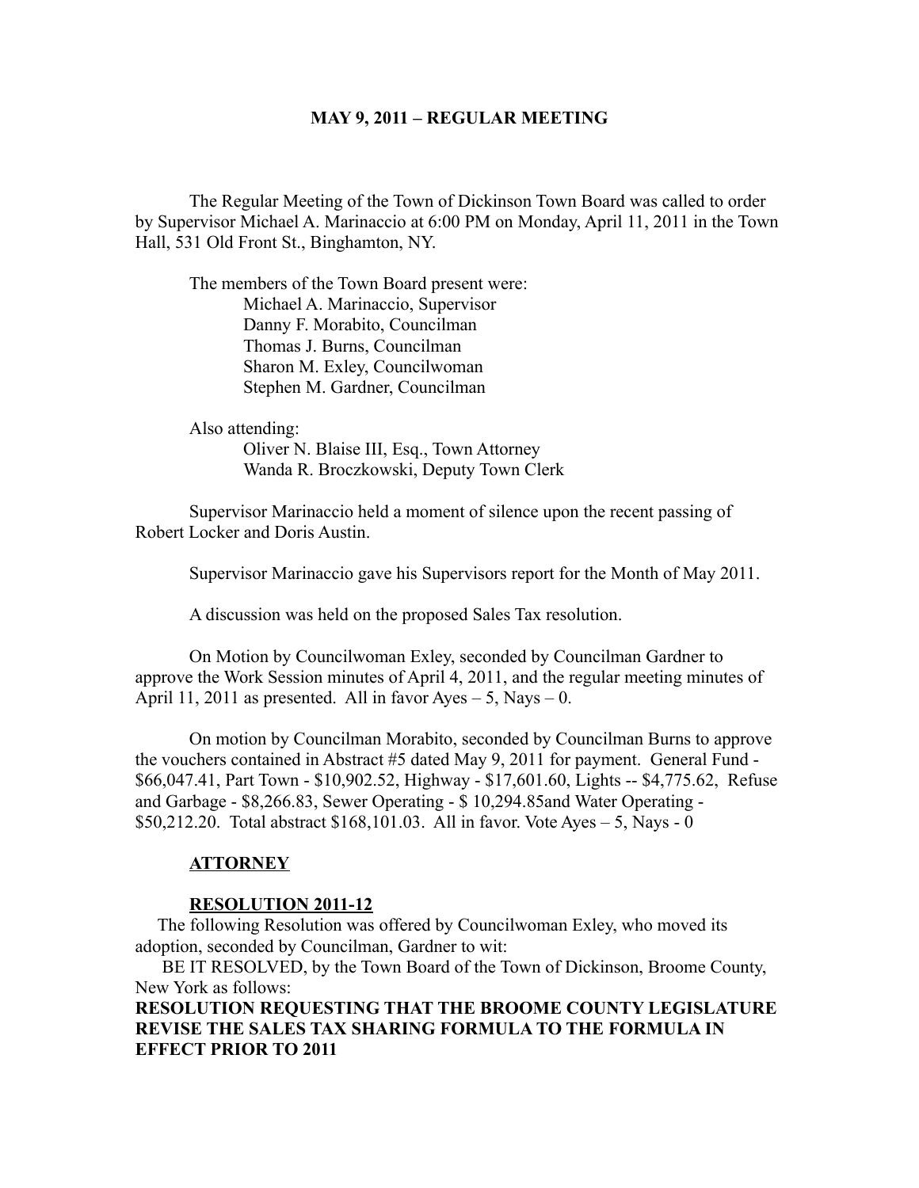# MAY 9, 2011 – REGULAR MEETING

The Regular Meeting of the Town of Dickinson Town Board was called to order by Supervisor Michael A. Marinaccio at 6:00 PM on Monday, April 11, 2011 in the Town Hall, 531 Old Front St., Binghamton, NY.

The members of the Town Board present were:
Michael A. Marinaccio, Supervisor
Danny F. Morabito, Councilman
Thomas J. Burns, Councilman
Sharon M. Exley, Councilwoman
Stephen M. Gardner, Councilman

Also attending:
Oliver N. Blaise III, Esq., Town Attorney
Wanda R. Broczkowski, Deputy Town Clerk

Supervisor Marinaccio held a moment of silence upon the recent passing of Robert Locker and Doris Austin.

Supervisor Marinaccio gave his Supervisors report for the Month of May 2011.

A discussion was held on the proposed Sales Tax resolution.

On Motion by Councilwoman Exley, seconded by Councilman Gardner to approve the Work Session minutes of April 4, 2011, and the regular meeting minutes of April 11, 2011 as presented. All in favor Ayes – 5, Nays – 0.

On motion by Councilman Morabito, seconded by Councilman Burns to approve the vouchers contained in Abstract #5 dated May 9, 2011 for payment. General Fund - $66,047.41, Part Town - $10,902.52, Highway - $17,601.60, Lights -- $4,775.62, Refuse and Garbage - $8,266.83, Sewer Operating - $ 10,294.85and Water Operating - $50,212.20. Total abstract $168,101.03. All in favor. Vote Ayes – 5, Nays - 0

**ATTORNEY**

**RESOLUTION 2011-12**

The following Resolution was offered by Councilwoman Exley, who moved its adoption, seconded by Councilman, Gardner to wit:

BE IT RESOLVED, by the Town Board of the Town of Dickinson, Broome County, New York as follows:

**RESOLUTION REQUESTING THAT THE BROOME COUNTY LEGISLATURE REVISE THE SALES TAX SHARING FORMULA TO THE FORMULA IN EFFECT PRIOR TO 2011**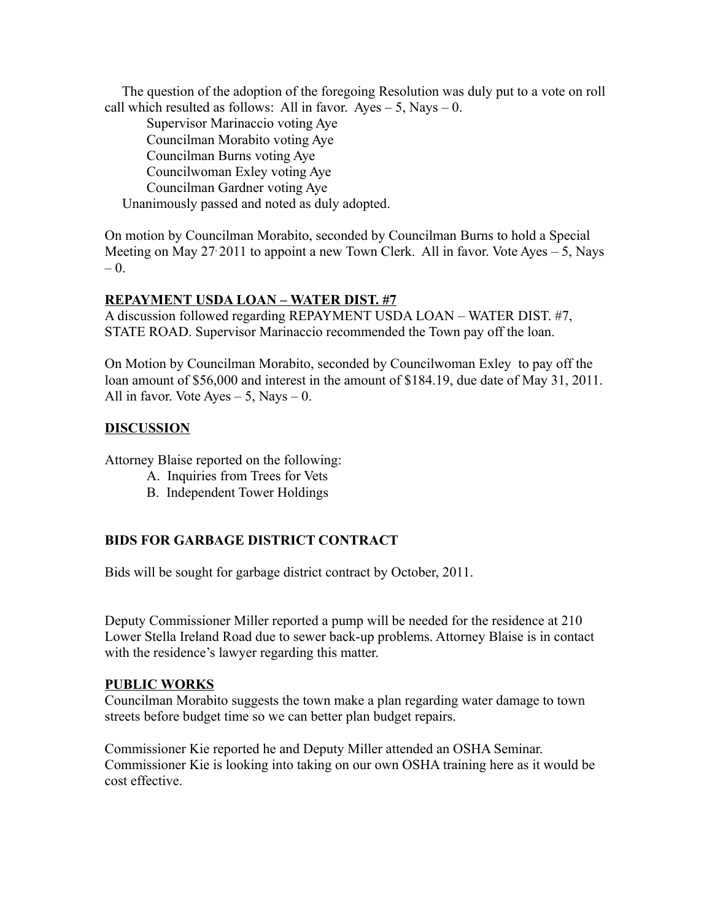The question of the adoption of the foregoing Resolution was duly put to a vote on roll call which resulted as follows: All in favor. Ayes – 5, Nays – 0.

Supervisor Marinaccio voting Aye
Councilman Morabito voting Aye
Councilman Burns voting Aye
Councilwoman Exley voting Aye
Councilman Gardner voting Aye

Unanimously passed and noted as duly adopted.

On motion by Councilman Morabito, seconded by Councilman Burns to hold a Special Meeting on May 27, 2011 to appoint a new Town Clerk. All in favor. Vote Ayes – 5, Nays – 0.

**REPAYMENT USDA LOAN – WATER DIST. #7**

A discussion followed regarding REPAYMENT USDA LOAN – WATER DIST. #7, STATE ROAD. Supervisor Marinaccio recommended the Town pay off the loan.

On Motion by Councilman Morabito, seconded by Councilwoman Exley to pay off the loan amount of $56,000 and interest in the amount of $184.19, due date of May 31, 2011. All in favor. Vote Ayes – 5, Nays – 0.

**DISCUSSION**

Attorney Blaise reported on the following:

A. Inquiries from Trees for Vets
B. Independent Tower Holdings

**BIDS FOR GARBAGE DISTRICT CONTRACT**

Bids will be sought for garbage district contract by October, 2011.

Deputy Commissioner Miller reported a pump will be needed for the residence at 210 Lower Stella Ireland Road due to sewer back-up problems. Attorney Blaise is in contact with the residence's lawyer regarding this matter.

**PUBLIC WORKS**

Councilman Morabito suggests the town make a plan regarding water damage to town streets before budget time so we can better plan budget repairs.

Commissioner Kie reported he and Deputy Miller attended an OSHA Seminar. Commissioner Kie is looking into taking on our own OSHA training here as it would be cost effective.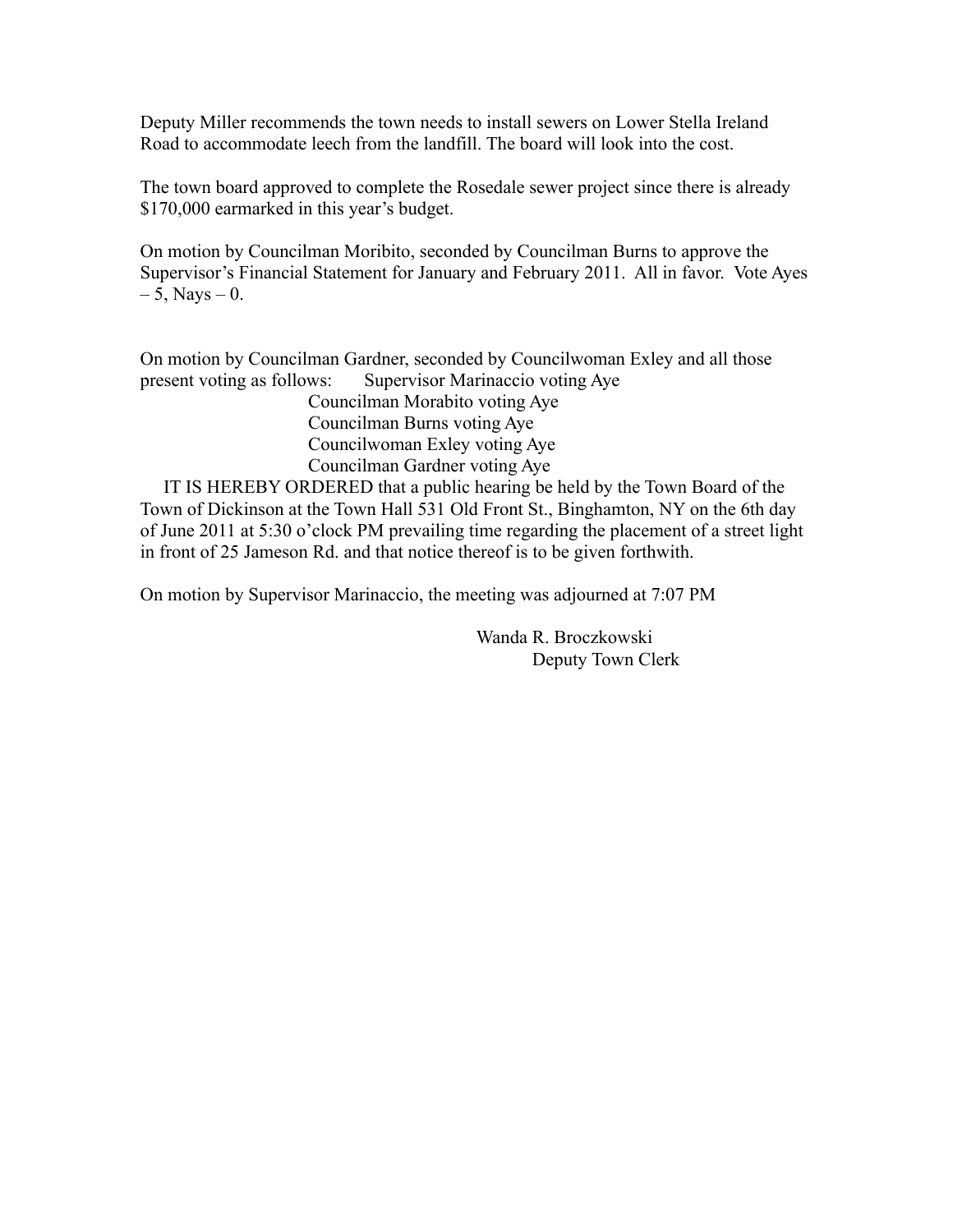Deputy Miller recommends the town needs to install sewers on Lower Stella Ireland Road to accommodate leech from the landfill. The board will look into the cost.

The town board approved to complete the Rosedale sewer project since there is already \$170,000 earmarked in this year's budget.

On motion by Councilman Moribito, seconded by Councilman Burns to approve the Supervisor's Financial Statement for January and February 2011. All in favor. Vote Ayes – 5, Nays – 0.

On motion by Councilman Gardner, seconded by Councilwoman Exley and all those present voting as follows: Supervisor Marinaccio voting Aye
Councilman Morabito voting Aye
Councilman Burns voting Aye
Councilwoman Exley voting Aye
Councilman Gardner voting Aye

IT IS HEREBY ORDERED that a public hearing be held by the Town Board of the Town of Dickinson at the Town Hall 531 Old Front St., Binghamton, NY on the 6th day of June 2011 at 5:30 o'clock PM prevailing time regarding the placement of a street light in front of 25 Jameson Rd. and that notice thereof is to be given forthwith.

On motion by Supervisor Marinaccio, the meeting was adjourned at 7:07 PM

Wanda R. Broczkowski
Deputy Town Clerk